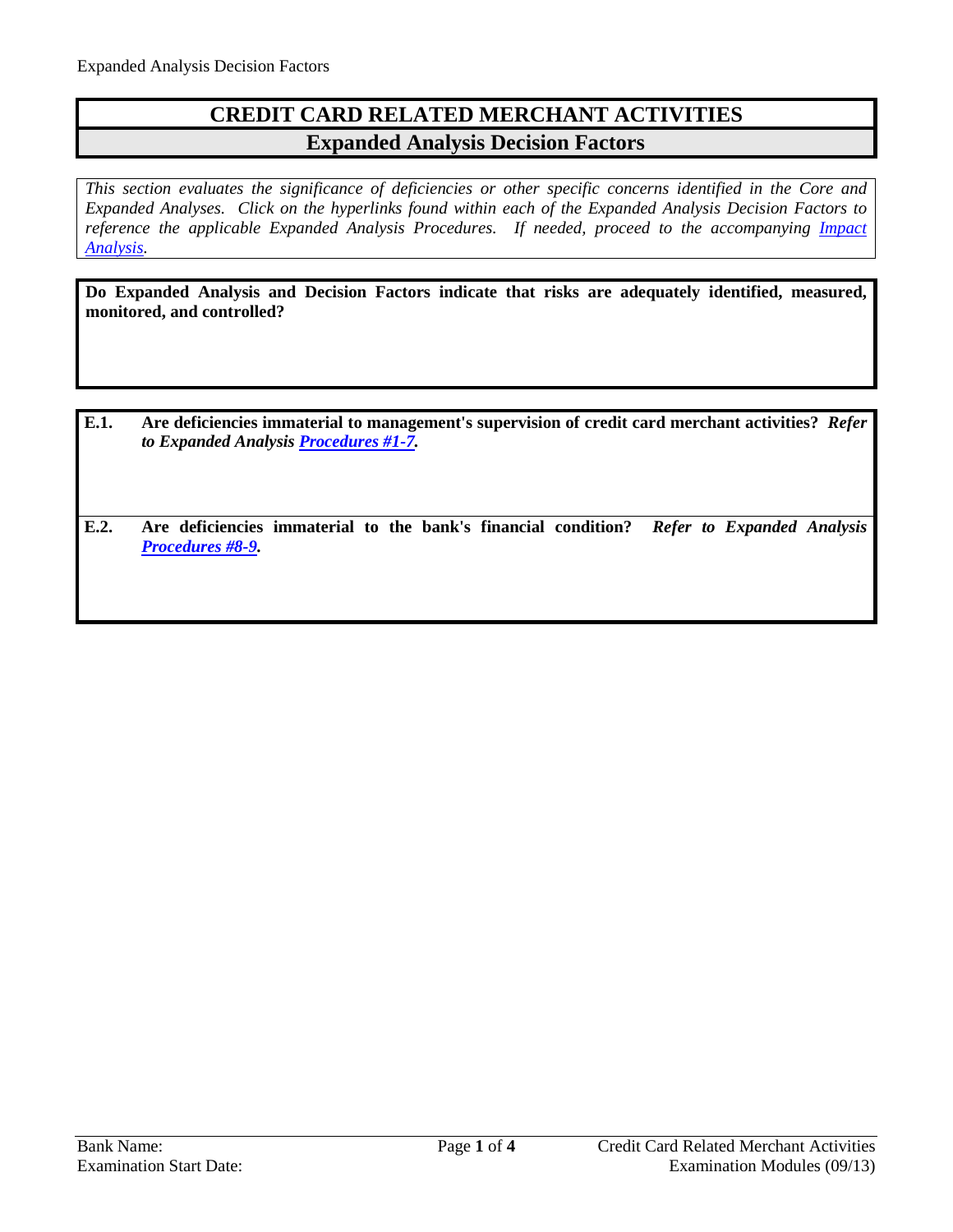# CREDIT CARD RELATED MERCHANT ACTIVITIES

## Expanded Analysis Decision Factors

*This section evaluates the significance of deficiencies or other specific concerns identified in the Core and Expanded Analyses. Click on the hyperlinks found within each of the Expanded Analysis Decision Factors to reference the applicable Expanded Analysis Procedures. If needed, proceed to the accompanying Impact Analysis.*

**Do Expanded Analysis and Decision Factors indicate that risks are adequately identified, measured, monitored, and controlled?**

**E.1. Are deficiencies immaterial to management's supervision of credit card merchant activities?** ***Refer to Expanded Analysis Procedures #1-7.***

**E.2. Are deficiencies immaterial to the bank's financial condition?** ***Refer to Expanded Analysis Procedures #8-9.***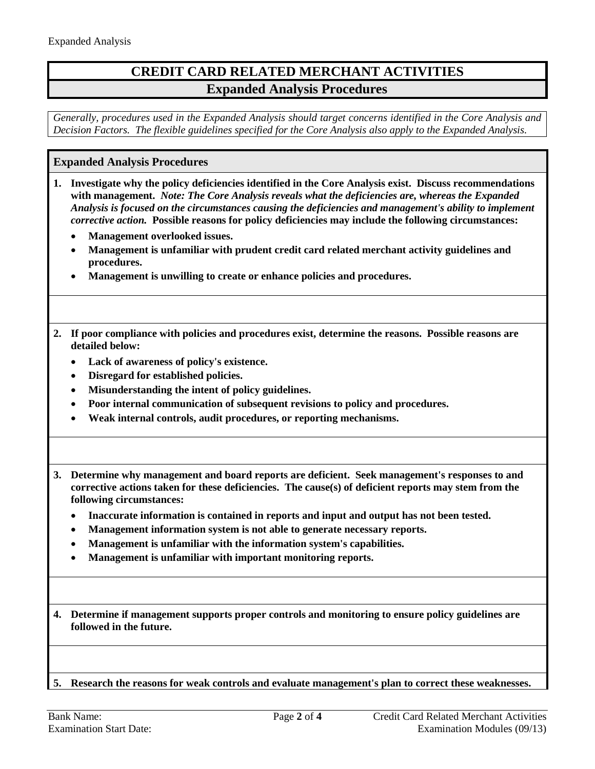# CREDIT CARD RELATED MERCHANT ACTIVITIES

## Expanded Analysis Procedures

*Generally, procedures used in the Expanded Analysis should target concerns identified in the Core Analysis and Decision Factors. The flexible guidelines specified for the Core Analysis also apply to the Expanded Analysis.*

### Expanded Analysis Procedures

**1. Investigate why the policy deficiencies identified in the Core Analysis exist. Discuss recommendations with management.** ***Note: The Core Analysis reveals what the deficiencies are, whereas the Expanded Analysis is focused on the circumstances causing the deficiencies and management's ability to implement corrective action.*** **Possible reasons for policy deficiencies may include the following circumstances:**

- **Management overlooked issues.**
- **Management is unfamiliar with prudent credit card related merchant activity guidelines and procedures.**
- **Management is unwilling to create or enhance policies and procedures.**

**2. If poor compliance with policies and procedures exist, determine the reasons. Possible reasons are detailed below:**

- **Lack of awareness of policy's existence.**
- **Disregard for established policies.**
- **Misunderstanding the intent of policy guidelines.**
- **Poor internal communication of subsequent revisions to policy and procedures.**
- **Weak internal controls, audit procedures, or reporting mechanisms.**

**3. Determine why management and board reports are deficient. Seek management's responses to and corrective actions taken for these deficiencies. The cause(s) of deficient reports may stem from the following circumstances:**

- **Inaccurate information is contained in reports and input and output has not been tested.**
- **Management information system is not able to generate necessary reports.**
- **Management is unfamiliar with the information system's capabilities.**
- **Management is unfamiliar with important monitoring reports.**

**4. Determine if management supports proper controls and monitoring to ensure policy guidelines are followed in the future.**

**5. Research the reasons for weak controls and evaluate management's plan to correct these weaknesses.**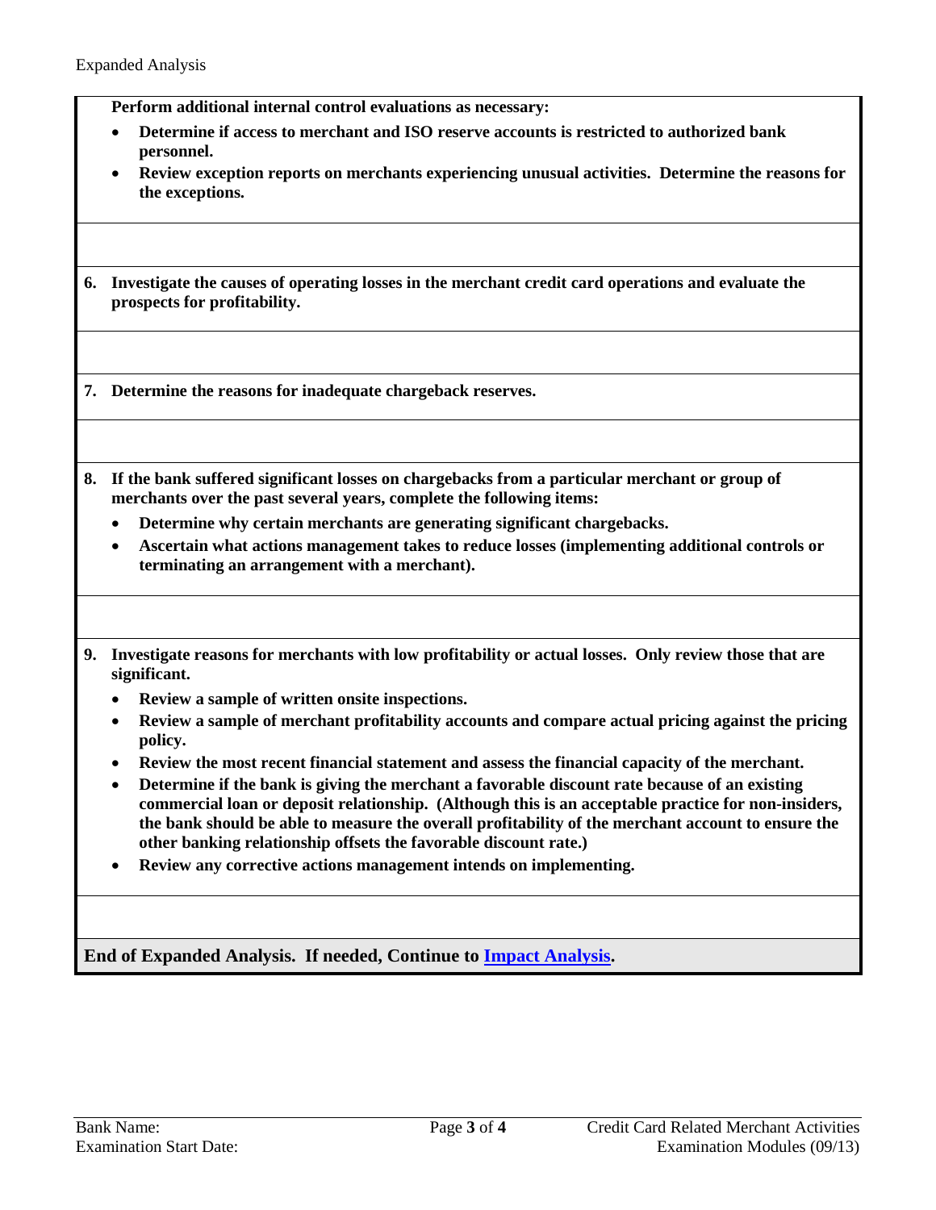**Perform additional internal control evaluations as necessary:**

- **Determine if access to merchant and ISO reserve accounts is restricted to authorized bank personnel.**
- **Review exception reports on merchants experiencing unusual activities. Determine the reasons for the exceptions.**

**6. Investigate the causes of operating losses in the merchant credit card operations and evaluate the prospects for profitability.**

**7. Determine the reasons for inadequate chargeback reserves.**

**8. If the bank suffered significant losses on chargebacks from a particular merchant or group of merchants over the past several years, complete the following items:**

- **Determine why certain merchants are generating significant chargebacks.**
- **Ascertain what actions management takes to reduce losses (implementing additional controls or terminating an arrangement with a merchant).**

**9. Investigate reasons for merchants with low profitability or actual losses. Only review those that are significant.**

- **Review a sample of written onsite inspections.**
- **Review a sample of merchant profitability accounts and compare actual pricing against the pricing policy.**
- **Review the most recent financial statement and assess the financial capacity of the merchant.**
- **Determine if the bank is giving the merchant a favorable discount rate because of an existing commercial loan or deposit relationship. (Although this is an acceptable practice for non-insiders, the bank should be able to measure the overall profitability of the merchant account to ensure the other banking relationship offsets the favorable discount rate.)**
- **Review any corrective actions management intends on implementing.**

**End of Expanded Analysis. If needed, Continue to Impact Analysis.**

Bank Name:
Examination Start Date: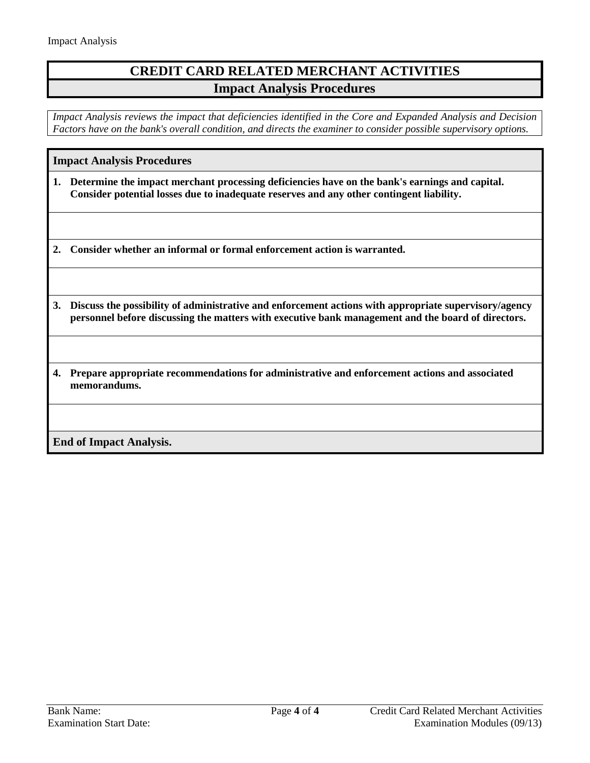# CREDIT CARD RELATED MERCHANT ACTIVITIES

## Impact Analysis Procedures

*Impact Analysis reviews the impact that deficiencies identified in the Core and Expanded Analysis and Decision Factors have on the bank's overall condition, and directs the examiner to consider possible supervisory options.*

### Impact Analysis Procedures

**1. Determine the impact merchant processing deficiencies have on the bank's earnings and capital. Consider potential losses due to inadequate reserves and any other contingent liability.**

**2. Consider whether an informal or formal enforcement action is warranted.**

**3. Discuss the possibility of administrative and enforcement actions with appropriate supervisory/agency personnel before discussing the matters with executive bank management and the board of directors.**

**4. Prepare appropriate recommendations for administrative and enforcement actions and associated memorandums.**

**End of Impact Analysis.**

Bank Name:
Examination Start Date: